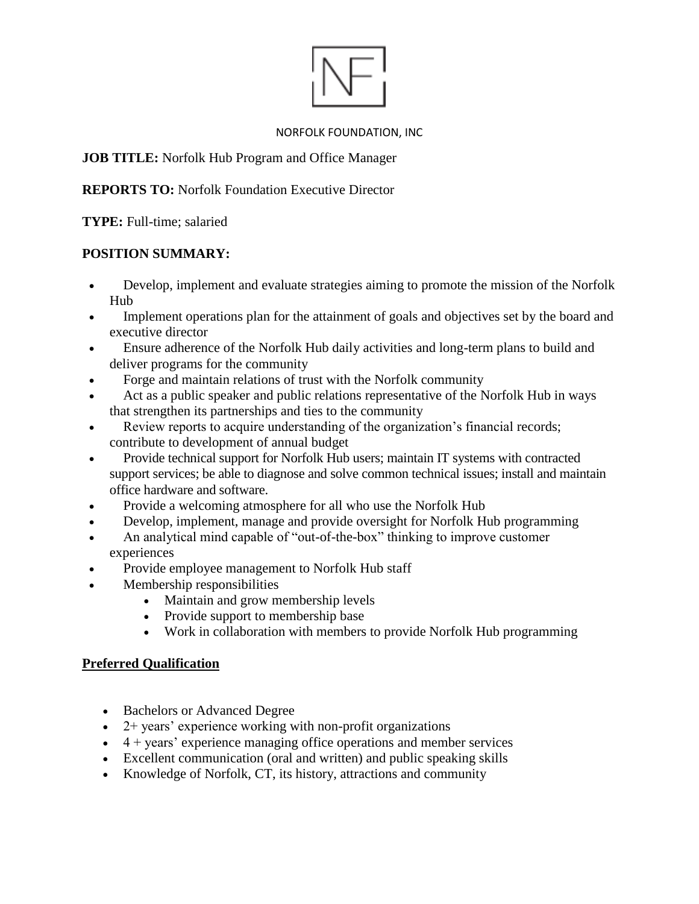NORFOLK FOUNDATION, INC

**JOB TITLE:** Norfolk Hub Program and Office Manager

**REPORTS TO:** Norfolk Foundation Executive Director

**TYPE:** Full-time; salaried

**POSITION SUMMARY:**

- Develop, implement and evaluate strategies aiming to promote the mission of the Norfolk Hub
- Implement operations plan for the attainment of goals and objectives set by the board and executive director
- Ensure adherence of the Norfolk Hub daily activities and long-term plans to build and deliver programs for the community
- Forge and maintain relations of trust with the Norfolk community
- Act as a public speaker and public relations representative of the Norfolk Hub in ways that strengthen its partnerships and ties to the community
- Review reports to acquire understanding of the organization's financial records; contribute to development of annual budget
- Provide technical support for Norfolk Hub users; maintain IT systems with contracted support services; be able to diagnose and solve common technical issues; install and maintain office hardware and software.
- Provide a welcoming atmosphere for all who use the Norfolk Hub
- Develop, implement, manage and provide oversight for Norfolk Hub programming
- An analytical mind capable of "out-of-the-box" thinking to improve customer experiences
- Provide employee management to Norfolk Hub staff
- Membership responsibilities
  - Maintain and grow membership levels
  - Provide support to membership base
  - Work in collaboration with members to provide Norfolk Hub programming

**Preferred Qualification**

- Bachelors or Advanced Degree
- 2+ years' experience working with non-profit organizations
- 4 + years' experience managing office operations and member services
- Excellent communication (oral and written) and public speaking skills
- Knowledge of Norfolk, CT, its history, attractions and community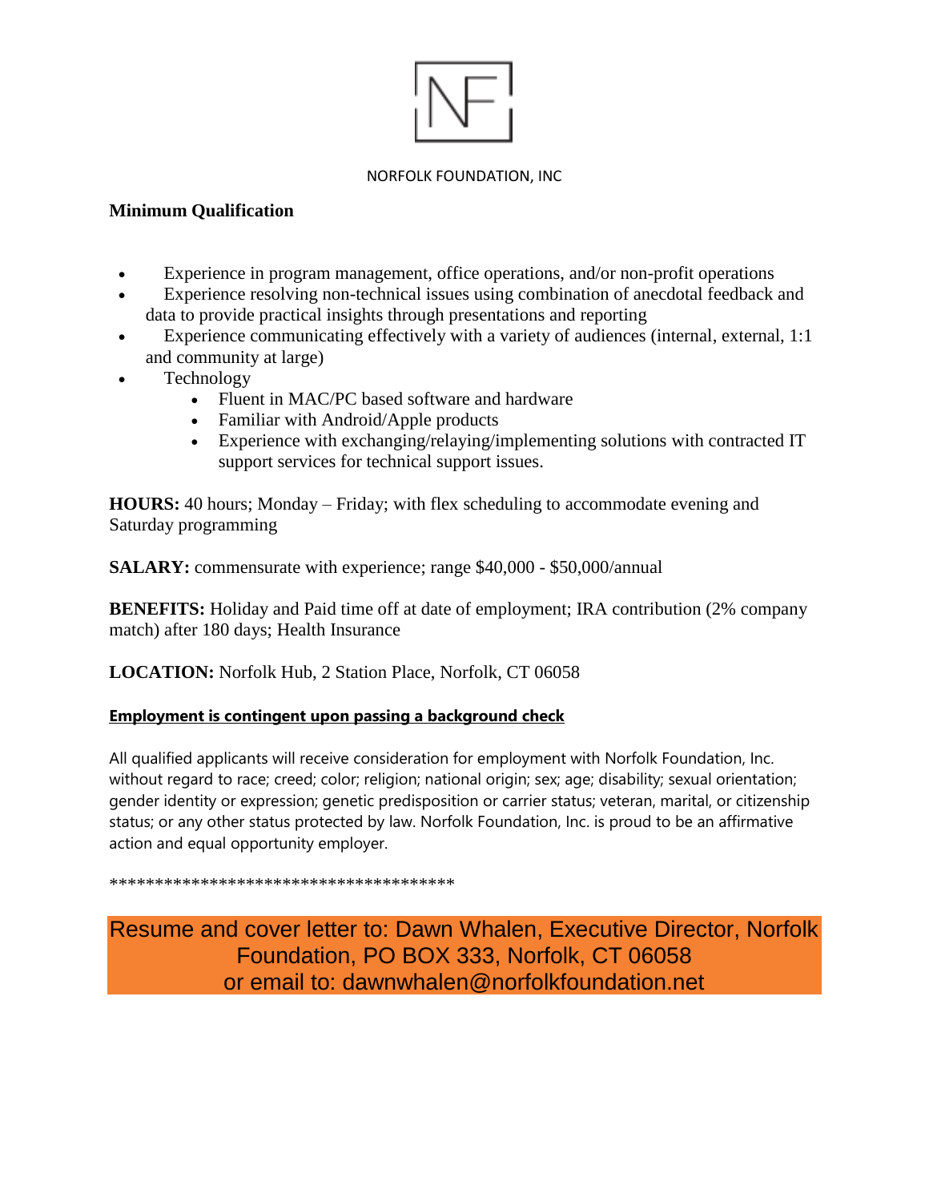NORFOLK FOUNDATION, INC

**Minimum Qualification**

- Experience in program management, office operations, and/or non-profit operations
- Experience resolving non-technical issues using combination of anecdotal feedback and data to provide practical insights through presentations and reporting
- Experience communicating effectively with a variety of audiences (internal, external, 1:1 and community at large)
- Technology
    - Fluent in MAC/PC based software and hardware
    - Familiar with Android/Apple products
    - Experience with exchanging/relaying/implementing solutions with contracted IT support services for technical support issues.

**HOURS:** 40 hours; Monday – Friday; with flex scheduling to accommodate evening and Saturday programming

**SALARY:** commensurate with experience; range $40,000 - $50,000/annual

**BENEFITS:** Holiday and Paid time off at date of employment; IRA contribution (2% company match) after 180 days; Health Insurance

**LOCATION:** Norfolk Hub, 2 Station Place, Norfolk, CT 06058

**Employment is contingent upon passing a background check**

All qualified applicants will receive consideration for employment with Norfolk Foundation, Inc. without regard to race; creed; color; religion; national origin; sex; age; disability; sexual orientation; gender identity or expression; genetic predisposition or carrier status; veteran, marital, or citizenship status; or any other status protected by law. Norfolk Foundation, Inc. is proud to be an affirmative action and equal opportunity employer.

***************************************

Resume and cover letter to: Dawn Whalen, Executive Director, Norfolk Foundation, PO BOX 333, Norfolk, CT 06058
or email to: dawnwhalen@norfolkfoundation.net